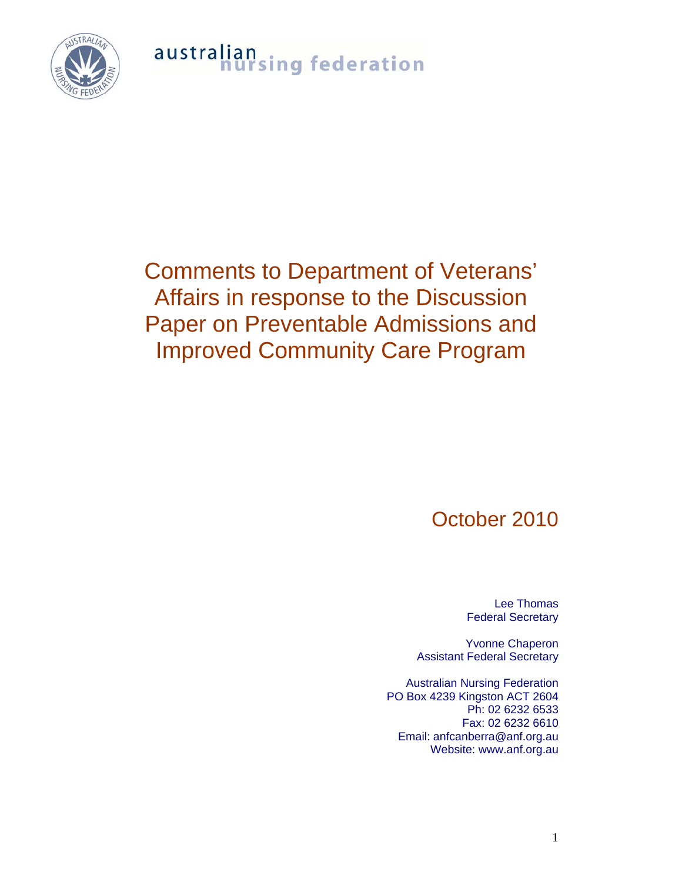australian nursing federation

# Comments to Department of Veterans' Affairs in response to the Discussion Paper on Preventable Admissions and Improved Community Care Program

October 2010

Lee Thomas
Federal Secretary

Yvonne Chaperon
Assistant Federal Secretary

Australian Nursing Federation
PO Box 4239 Kingston ACT 2604
Ph: 02 6232 6533
Fax: 02 6232 6610
Email: anfcanberra@anf.org.au
Website: www.anf.org.au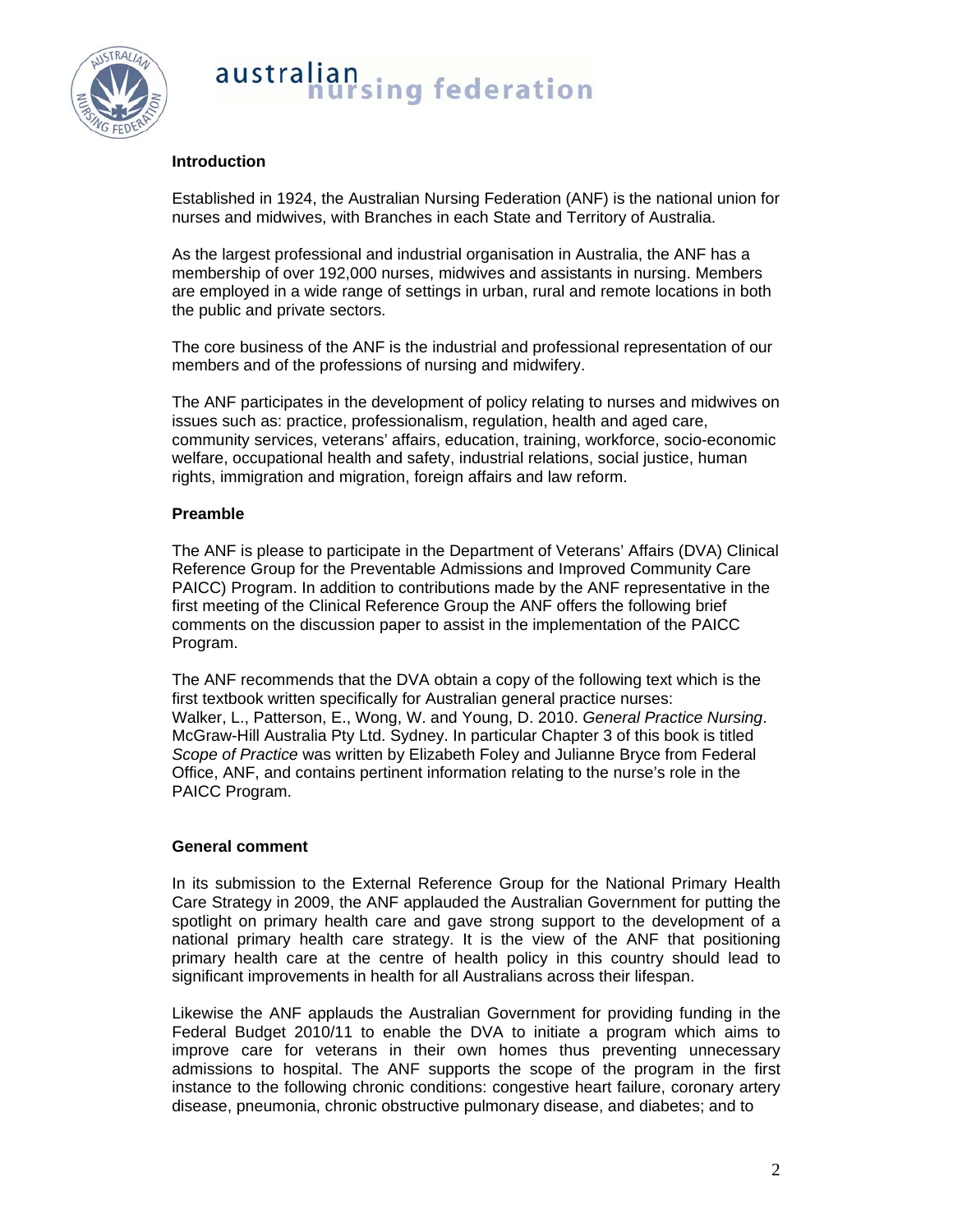**Introduction**

Established in 1924, the Australian Nursing Federation (ANF) is the national union for nurses and midwives, with Branches in each State and Territory of Australia.

As the largest professional and industrial organisation in Australia, the ANF has a membership of over 192,000 nurses, midwives and assistants in nursing. Members are employed in a wide range of settings in urban, rural and remote locations in both the public and private sectors.

The core business of the ANF is the industrial and professional representation of our members and of the professions of nursing and midwifery.

The ANF participates in the development of policy relating to nurses and midwives on issues such as: practice, professionalism, regulation, health and aged care, community services, veterans' affairs, education, training, workforce, socio-economic welfare, occupational health and safety, industrial relations, social justice, human rights, immigration and migration, foreign affairs and law reform.

**Preamble**

The ANF is please to participate in the Department of Veterans' Affairs (DVA) Clinical Reference Group for the Preventable Admissions and Improved Community Care PAICC) Program. In addition to contributions made by the ANF representative in the first meeting of the Clinical Reference Group the ANF offers the following brief comments on the discussion paper to assist in the implementation of the PAICC Program.

The ANF recommends that the DVA obtain a copy of the following text which is the first textbook written specifically for Australian general practice nurses: Walker, L., Patterson, E., Wong, W. and Young, D. 2010. *General Practice Nursing*. McGraw-Hill Australia Pty Ltd. Sydney. In particular Chapter 3 of this book is titled *Scope of Practice* was written by Elizabeth Foley and Julianne Bryce from Federal Office, ANF, and contains pertinent information relating to the nurse's role in the PAICC Program.

**General comment**

In its submission to the External Reference Group for the National Primary Health Care Strategy in 2009, the ANF applauded the Australian Government for putting the spotlight on primary health care and gave strong support to the development of a national primary health care strategy. It is the view of the ANF that positioning primary health care at the centre of health policy in this country should lead to significant improvements in health for all Australians across their lifespan.

Likewise the ANF applauds the Australian Government for providing funding in the Federal Budget 2010/11 to enable the DVA to initiate a program which aims to improve care for veterans in their own homes thus preventing unnecessary admissions to hospital. The ANF supports the scope of the program in the first instance to the following chronic conditions: congestive heart failure, coronary artery disease, pneumonia, chronic obstructive pulmonary disease, and diabetes; and to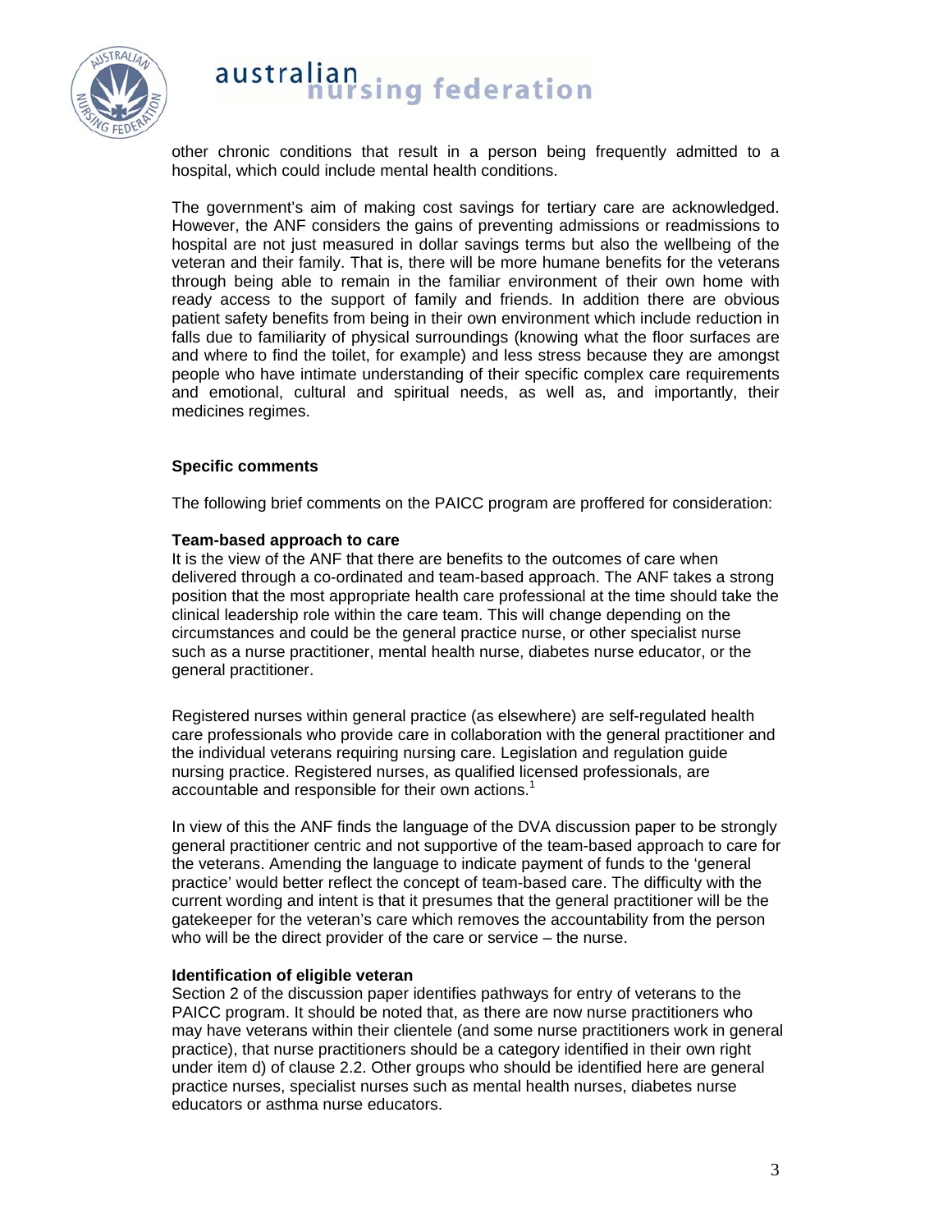other chronic conditions that result in a person being frequently admitted to a hospital, which could include mental health conditions.

The government's aim of making cost savings for tertiary care are acknowledged. However, the ANF considers the gains of preventing admissions or readmissions to hospital are not just measured in dollar savings terms but also the wellbeing of the veteran and their family. That is, there will be more humane benefits for the veterans through being able to remain in the familiar environment of their own home with ready access to the support of family and friends. In addition there are obvious patient safety benefits from being in their own environment which include reduction in falls due to familiarity of physical surroundings (knowing what the floor surfaces are and where to find the toilet, for example) and less stress because they are amongst people who have intimate understanding of their specific complex care requirements and emotional, cultural and spiritual needs, as well as, and importantly, their medicines regimes.

## Specific comments

The following brief comments on the PAICC program are proffered for consideration:

### Team-based approach to care

It is the view of the ANF that there are benefits to the outcomes of care when delivered through a co-ordinated and team-based approach. The ANF takes a strong position that the most appropriate health care professional at the time should take the clinical leadership role within the care team. This will change depending on the circumstances and could be the general practice nurse, or other specialist nurse such as a nurse practitioner, mental health nurse, diabetes nurse educator, or the general practitioner.

Registered nurses within general practice (as elsewhere) are self-regulated health care professionals who provide care in collaboration with the general practitioner and the individual veterans requiring nursing care. Legislation and regulation guide nursing practice. Registered nurses, as qualified licensed professionals, are accountable and responsible for their own actions.[1]

In view of this the ANF finds the language of the DVA discussion paper to be strongly general practitioner centric and not supportive of the team-based approach to care for the veterans. Amending the language to indicate payment of funds to the 'general practice' would better reflect the concept of team-based care. The difficulty with the current wording and intent is that it presumes that the general practitioner will be the gatekeeper for the veteran's care which removes the accountability from the person who will be the direct provider of the care or service – the nurse.

### Identification of eligible veteran

Section 2 of the discussion paper identifies pathways for entry of veterans to the PAICC program. It should be noted that, as there are now nurse practitioners who may have veterans within their clientele (and some nurse practitioners work in general practice), that nurse practitioners should be a category identified in their own right under item d) of clause 2.2. Other groups who should be identified here are general practice nurses, specialist nurses such as mental health nurses, diabetes nurse educators or asthma nurse educators.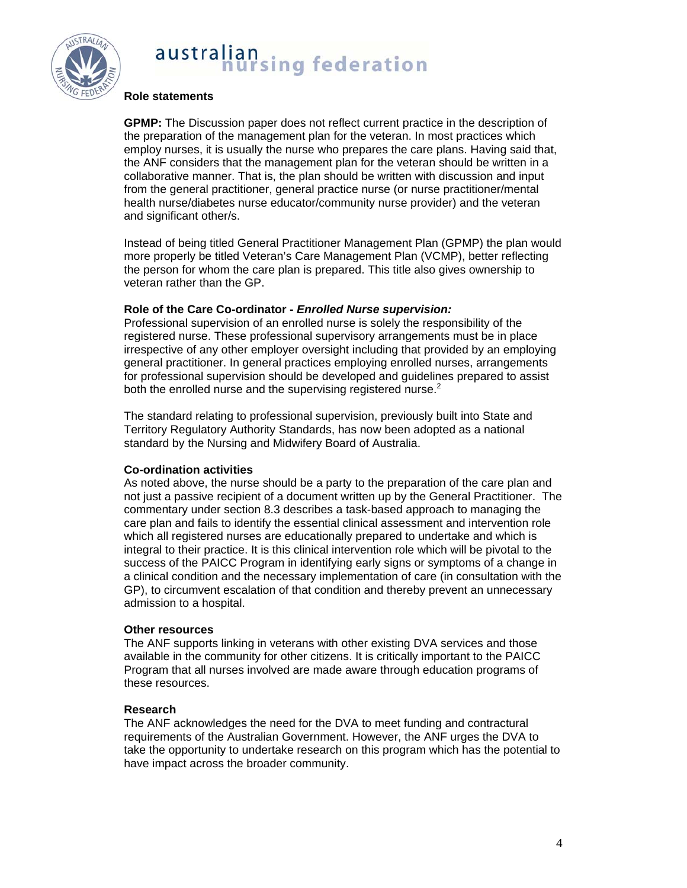### Role statements

**GPMP:** The Discussion paper does not reflect current practice in the description of the preparation of the management plan for the veteran. In most practices which employ nurses, it is usually the nurse who prepares the care plans. Having said that, the ANF considers that the management plan for the veteran should be written in a collaborative manner. That is, the plan should be written with discussion and input from the general practitioner, general practice nurse (or nurse practitioner/mental health nurse/diabetes nurse educator/community nurse provider) and the veteran and significant other/s.

Instead of being titled General Practitioner Management Plan (GPMP) the plan would more properly be titled Veteran's Care Management Plan (VCMP), better reflecting the person for whom the care plan is prepared. This title also gives ownership to veteran rather than the GP.

**Role of the Care Co-ordinator - *Enrolled Nurse supervision:***
Professional supervision of an enrolled nurse is solely the responsibility of the registered nurse. These professional supervisory arrangements must be in place irrespective of any other employer oversight including that provided by an employing general practitioner. In general practices employing enrolled nurses, arrangements for professional supervision should be developed and guidelines prepared to assist both the enrolled nurse and the supervising registered nurse.[2]

The standard relating to professional supervision, previously built into State and Territory Regulatory Authority Standards, has now been adopted as a national standard by the Nursing and Midwifery Board of Australia.

**Co-ordination activities**
As noted above, the nurse should be a party to the preparation of the care plan and not just a passive recipient of a document written up by the General Practitioner. The commentary under section 8.3 describes a task-based approach to managing the care plan and fails to identify the essential clinical assessment and intervention role which all registered nurses are educationally prepared to undertake and which is integral to their practice. It is this clinical intervention role which will be pivotal to the success of the PAICC Program in identifying early signs or symptoms of a change in a clinical condition and the necessary implementation of care (in consultation with the GP), to circumvent escalation of that condition and thereby prevent an unnecessary admission to a hospital.

**Other resources**
The ANF supports linking in veterans with other existing DVA services and those available in the community for other citizens. It is critically important to the PAICC Program that all nurses involved are made aware through education programs of these resources.

**Research**
The ANF acknowledges the need for the DVA to meet funding and contractural requirements of the Australian Government. However, the ANF urges the DVA to take the opportunity to undertake research on this program which has the potential to have impact across the broader community.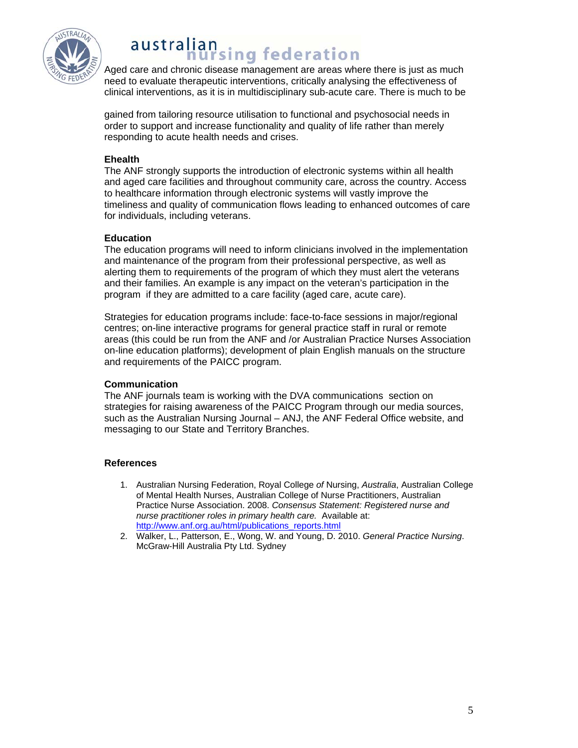Aged care and chronic disease management are areas where there is just as much need to evaluate therapeutic interventions, critically analysing the effectiveness of clinical interventions, as it is in multidisciplinary sub-acute care. There is much to be gained from tailoring resource utilisation to functional and psychosocial needs in order to support and increase functionality and quality of life rather than merely responding to acute health needs and crises.

**Ehealth**

The ANF strongly supports the introduction of electronic systems within all health and aged care facilities and throughout community care, across the country. Access to healthcare information through electronic systems will vastly improve the timeliness and quality of communication flows leading to enhanced outcomes of care for individuals, including veterans.

**Education**

The education programs will need to inform clinicians involved in the implementation and maintenance of the program from their professional perspective, as well as alerting them to requirements of the program of which they must alert the veterans and their families. An example is any impact on the veteran's participation in the program if they are admitted to a care facility (aged care, acute care).

Strategies for education programs include: face-to-face sessions in major/regional centres; on-line interactive programs for general practice staff in rural or remote areas (this could be run from the ANF and /or Australian Practice Nurses Association on-line education platforms); development of plain English manuals on the structure and requirements of the PAICC program.

**Communication**

The ANF journals team is working with the DVA communications section on strategies for raising awareness of the PAICC Program through our media sources, such as the Australian Nursing Journal – ANJ, the ANF Federal Office website, and messaging to our State and Territory Branches.

**References**

1. Australian Nursing Federation, Royal College *of* Nursing, *Australia*, Australian College of Mental Health Nurses, Australian College of Nurse Practitioners, Australian Practice Nurse Association. 2008. *Consensus Statement: Registered nurse and nurse practitioner roles in primary health care.* Available at: http://www.anf.org.au/html/publications_reports.html
2. Walker, L., Patterson, E., Wong, W. and Young, D. 2010. *General Practice Nursing*. McGraw-Hill Australia Pty Ltd. Sydney